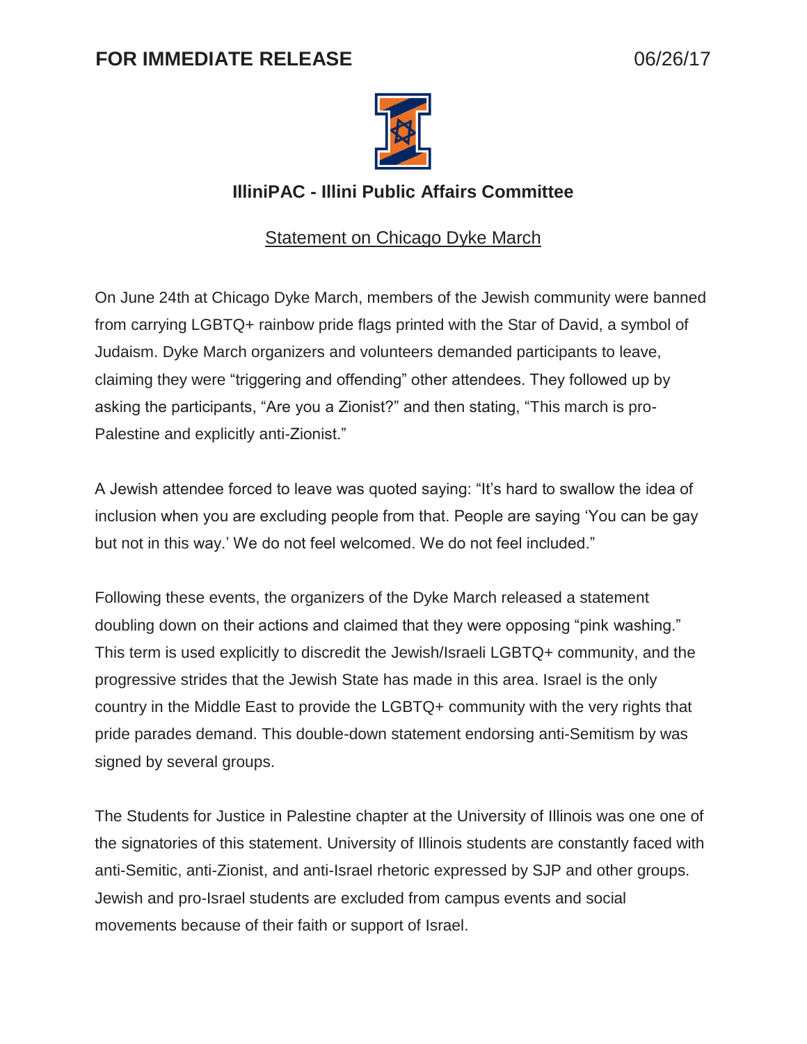**FOR IMMEDIATE RELEASE** 06/26/17

**IlliniPAC - Illini Public Affairs Committee**

Statement on Chicago Dyke March

On June 24th at Chicago Dyke March, members of the Jewish community were banned from carrying LGBTQ+ rainbow pride flags printed with the Star of David, a symbol of Judaism. Dyke March organizers and volunteers demanded participants to leave, claiming they were "triggering and offending" other attendees. They followed up by asking the participants, "Are you a Zionist?" and then stating, "This march is pro-Palestine and explicitly anti-Zionist."

A Jewish attendee forced to leave was quoted saying: "It's hard to swallow the idea of inclusion when you are excluding people from that. People are saying 'You can be gay but not in this way.' We do not feel welcomed. We do not feel included."

Following these events, the organizers of the Dyke March released a statement doubling down on their actions and claimed that they were opposing "pink washing." This term is used explicitly to discredit the Jewish/Israeli LGBTQ+ community, and the progressive strides that the Jewish State has made in this area. Israel is the only country in the Middle East to provide the LGBTQ+ community with the very rights that pride parades demand. This double-down statement endorsing anti-Semitism by was signed by several groups.

The Students for Justice in Palestine chapter at the University of Illinois was one one of the signatories of this statement. University of Illinois students are constantly faced with anti-Semitic, anti-Zionist, and anti-Israel rhetoric expressed by SJP and other groups. Jewish and pro-Israel students are excluded from campus events and social movements because of their faith or support of Israel.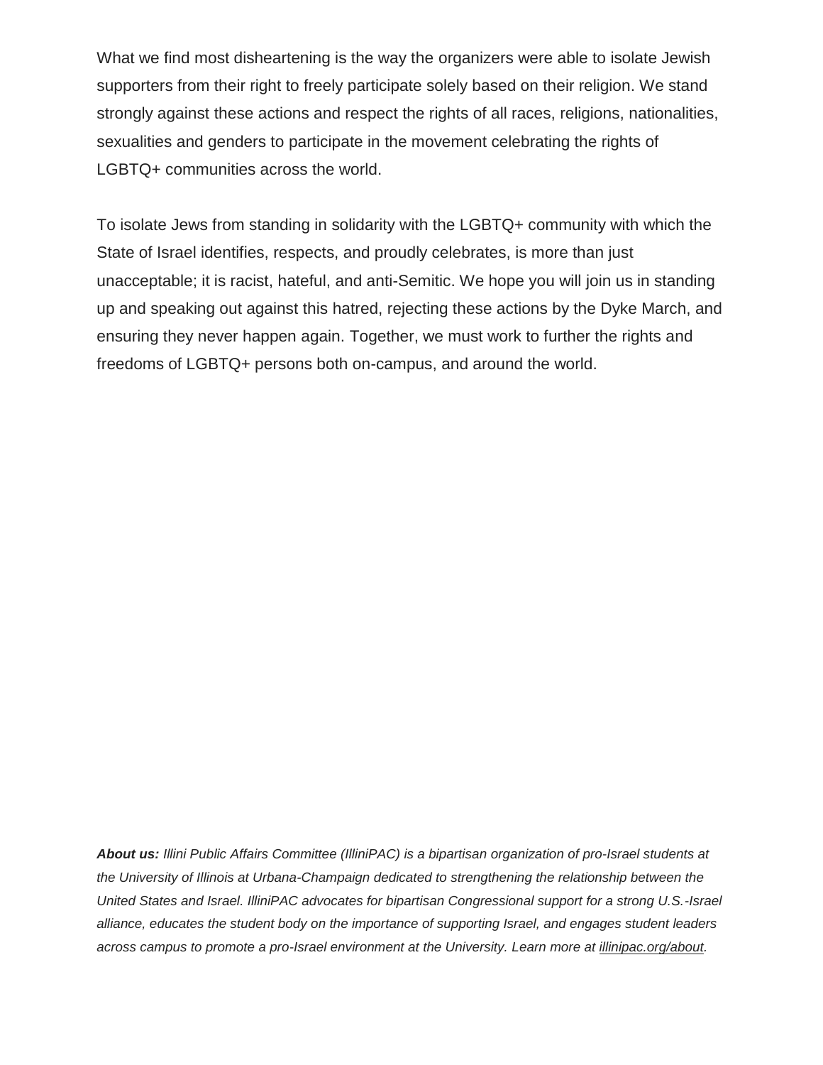What we find most disheartening is the way the organizers were able to isolate Jewish supporters from their right to freely participate solely based on their religion. We stand strongly against these actions and respect the rights of all races, religions, nationalities, sexualities and genders to participate in the movement celebrating the rights of LGBTQ+ communities across the world.

To isolate Jews from standing in solidarity with the LGBTQ+ community with which the State of Israel identifies, respects, and proudly celebrates, is more than just unacceptable; it is racist, hateful, and anti-Semitic. We hope you will join us in standing up and speaking out against this hatred, rejecting these actions by the Dyke March, and ensuring they never happen again. Together, we must work to further the rights and freedoms of LGBTQ+ persons both on-campus, and around the world.

***About us:*** *Illini Public Affairs Committee (IlliniPAC) is a bipartisan organization of pro-Israel students at the University of Illinois at Urbana-Champaign dedicated to strengthening the relationship between the United States and Israel. IlliniPAC advocates for bipartisan Congressional support for a strong U.S.-Israel alliance, educates the student body on the importance of supporting Israel, and engages student leaders across campus to promote a pro-Israel environment at the University. Learn more at illinipac.org/about.*